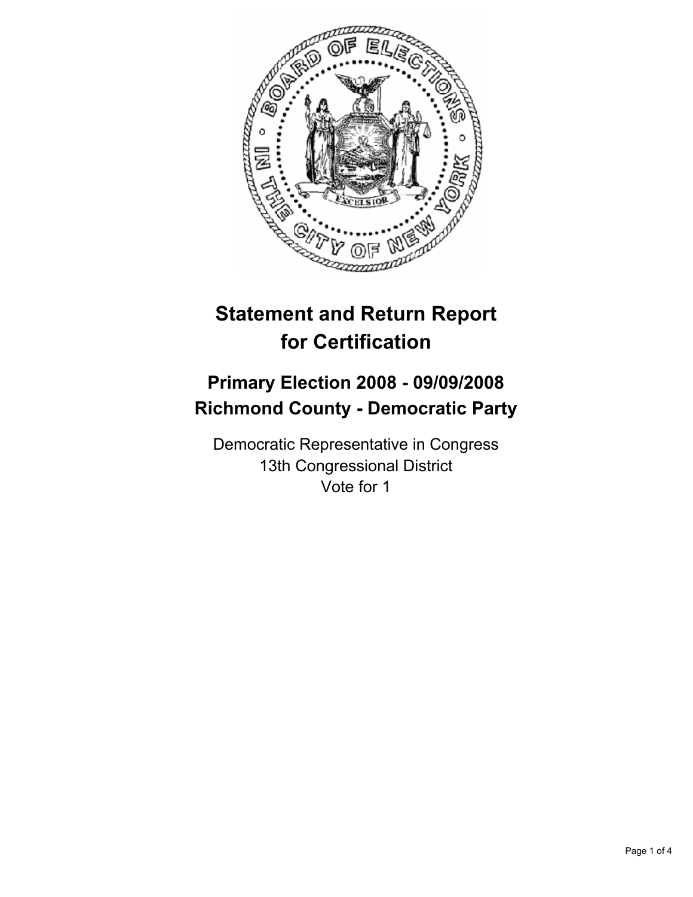# Statement and Return Report for Certification

## Primary Election 2008 - 09/09/2008
## Richmond County - Democratic Party

Democratic Representative in Congress
13th Congressional District
Vote for 1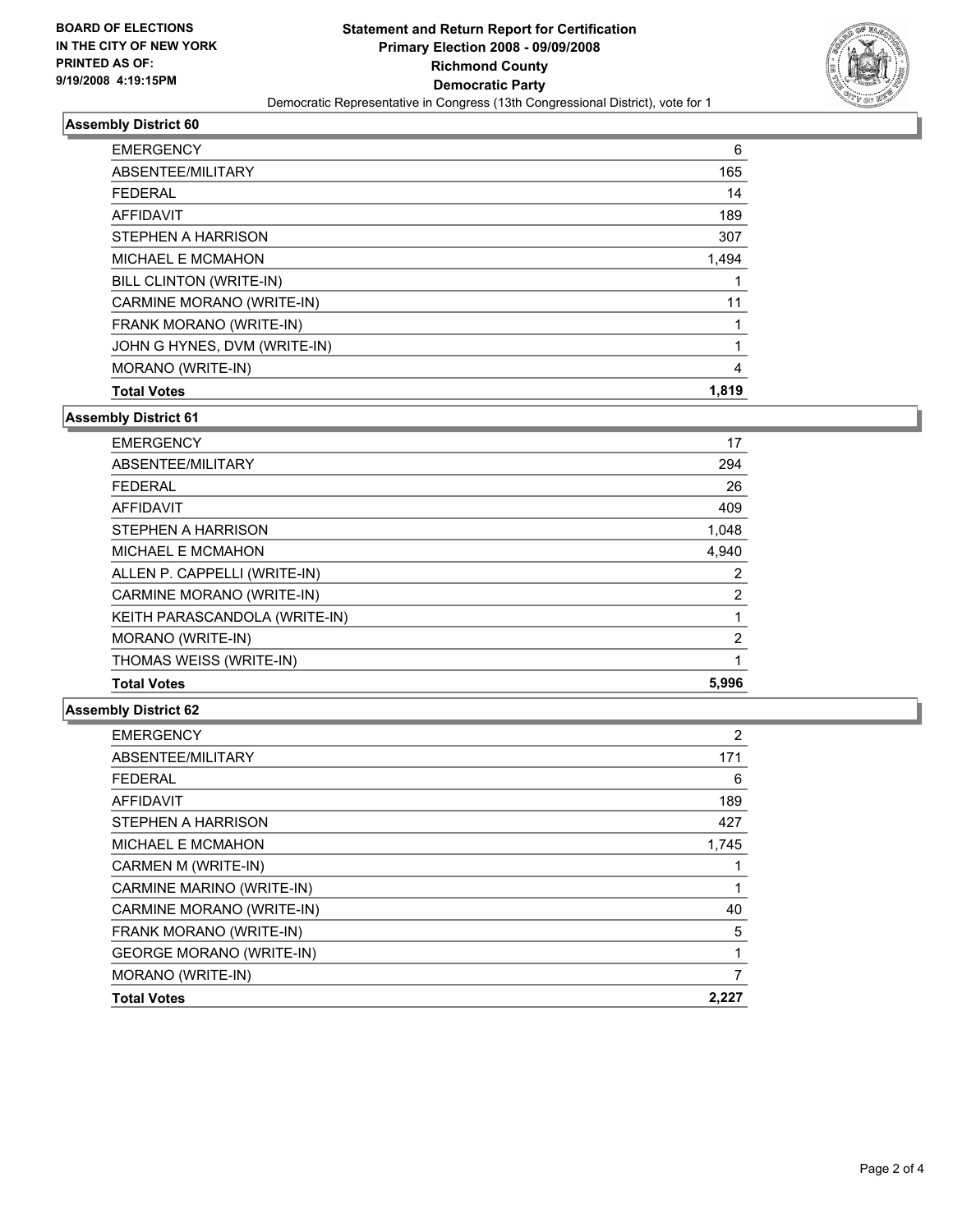**BOARD OF ELECTIONS**
**IN THE CITY OF NEW YORK**
**PRINTED AS OF:**
**9/19/2008 4:19:15PM**

# Statement and Return Report for Certification
## Primary Election 2008 - 09/09/2008
## Richmond County
## Democratic Party

Democratic Representative in Congress (13th Congressional District), vote for 1

### Assembly District 60

| | |
|---|---|
| EMERGENCY | 6 |
| ABSENTEE/MILITARY | 165 |
| FEDERAL | 14 |
| AFFIDAVIT | 189 |
| STEPHEN A HARRISON | 307 |
| MICHAEL E MCMAHON | 1,494 |
| BILL CLINTON (WRITE-IN) | 1 |
| CARMINE MORANO (WRITE-IN) | 11 |
| FRANK MORANO (WRITE-IN) | 1 |
| JOHN G HYNES, DVM (WRITE-IN) | 1 |
| MORANO (WRITE-IN) | 4 |
| **Total Votes** | **1,819** |

### Assembly District 61

| | |
|---|---|
| EMERGENCY | 17 |
| ABSENTEE/MILITARY | 294 |
| FEDERAL | 26 |
| AFFIDAVIT | 409 |
| STEPHEN A HARRISON | 1,048 |
| MICHAEL E MCMAHON | 4,940 |
| ALLEN P. CAPPELLI (WRITE-IN) | 2 |
| CARMINE MORANO (WRITE-IN) | 2 |
| KEITH PARASCANDOLA (WRITE-IN) | 1 |
| MORANO (WRITE-IN) | 2 |
| THOMAS WEISS (WRITE-IN) | 1 |
| **Total Votes** | **5,996** |

### Assembly District 62

| | |
|---|---|
| EMERGENCY | 2 |
| ABSENTEE/MILITARY | 171 |
| FEDERAL | 6 |
| AFFIDAVIT | 189 |
| STEPHEN A HARRISON | 427 |
| MICHAEL E MCMAHON | 1,745 |
| CARMEN M (WRITE-IN) | 1 |
| CARMINE MARINO (WRITE-IN) | 1 |
| CARMINE MORANO (WRITE-IN) | 40 |
| FRANK MORANO (WRITE-IN) | 5 |
| GEORGE MORANO (WRITE-IN) | 1 |
| MORANO (WRITE-IN) | 7 |
| **Total Votes** | **2,227** |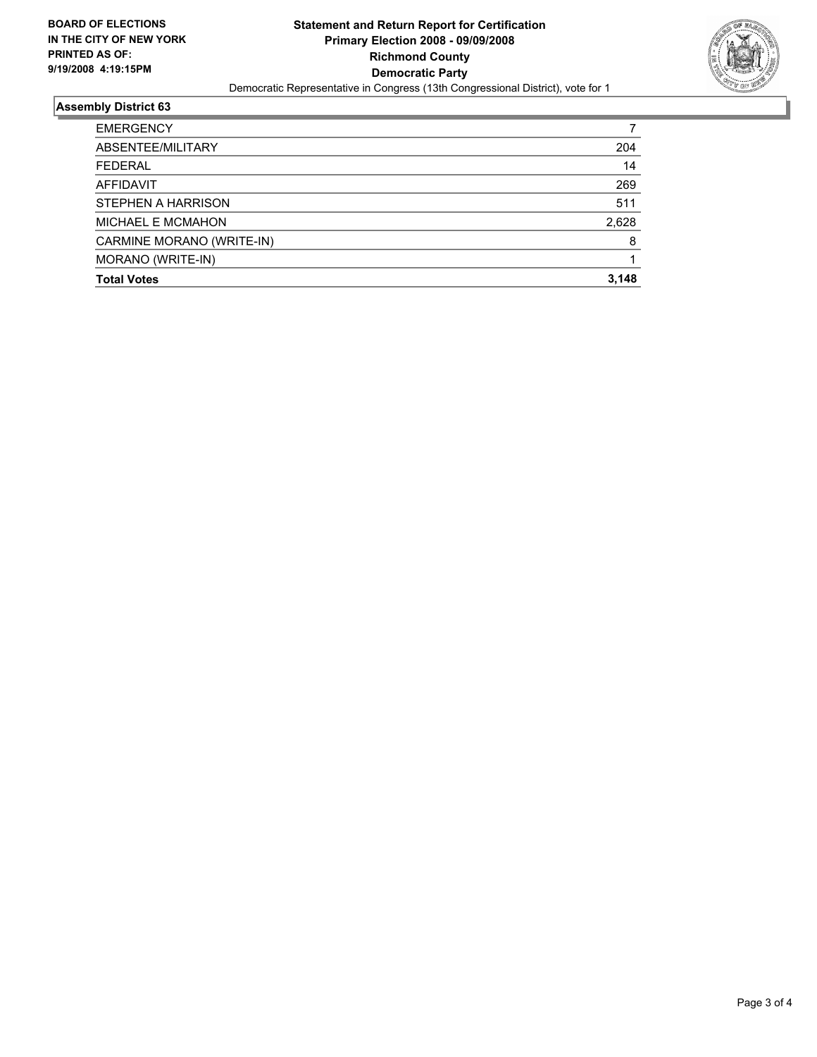**BOARD OF ELECTIONS IN THE CITY OF NEW YORK PRINTED AS OF: 9/19/2008 4:19:15PM**

**Statement and Return Report for Certification**
**Primary Election 2008 - 09/09/2008**
**Richmond County**
**Democratic Party**
Democratic Representative in Congress (13th Congressional District), vote for 1

### Assembly District 63

| | |
|---|---|
| EMERGENCY | 7 |
| ABSENTEE/MILITARY | 204 |
| FEDERAL | 14 |
| AFFIDAVIT | 269 |
| STEPHEN A HARRISON | 511 |
| MICHAEL E MCMAHON | 2,628 |
| CARMINE MORANO (WRITE-IN) | 8 |
| MORANO (WRITE-IN) | 1 |
| **Total Votes** | **3,148** |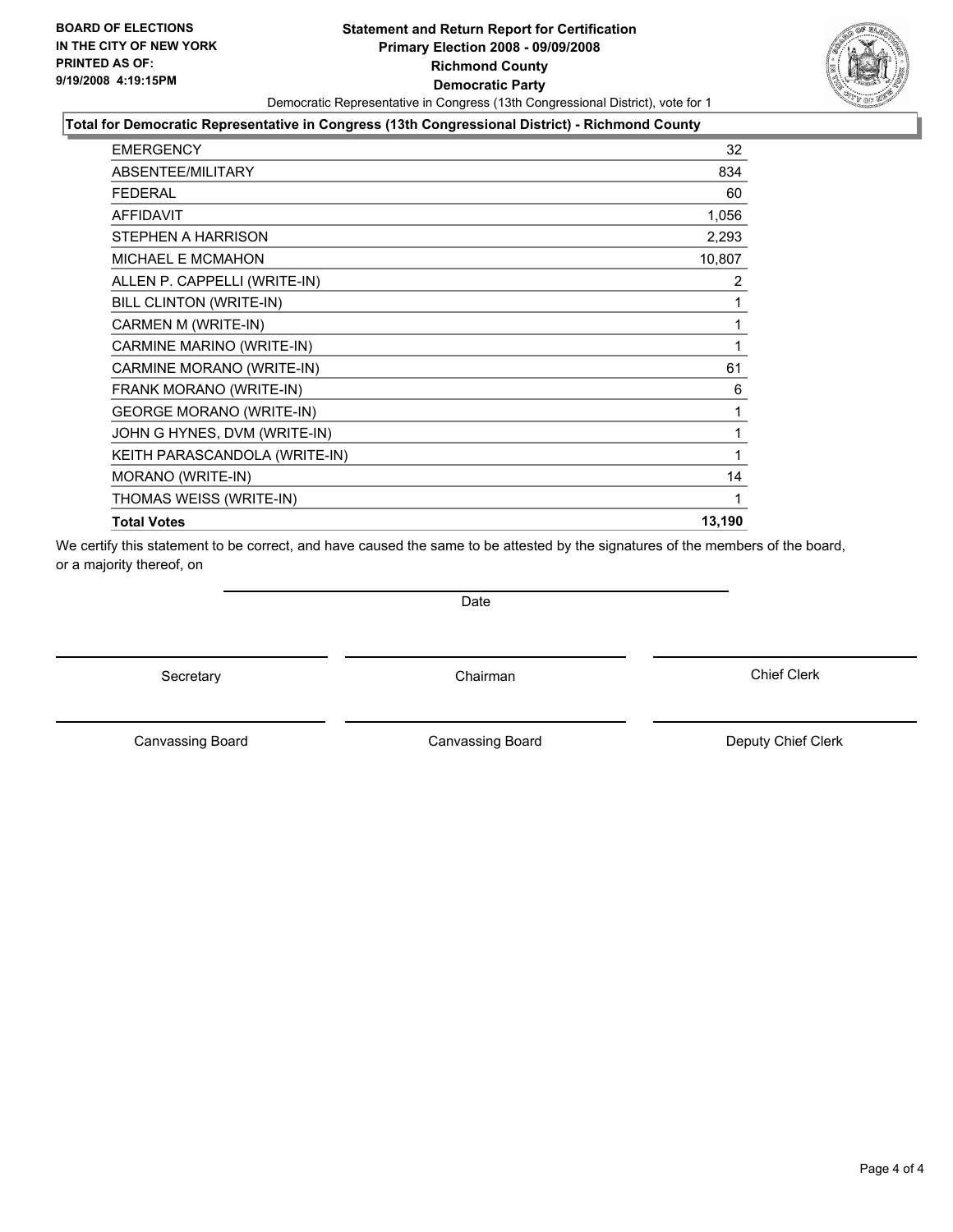**BOARD OF ELECTIONS**
**IN THE CITY OF NEW YORK**
**PRINTED AS OF:**
**9/19/2008 4:19:15PM**

# Statement and Return Report for Certification
## Primary Election 2008 - 09/09/2008
## Richmond County
## Democratic Party

Democratic Representative in Congress (13th Congressional District), vote for 1

**Total for Democratic Representative in Congress (13th Congressional District) - Richmond County**

| | |
|---|---|
| EMERGENCY | 32 |
| ABSENTEE/MILITARY | 834 |
| FEDERAL | 60 |
| AFFIDAVIT | 1,056 |
| STEPHEN A HARRISON | 2,293 |
| MICHAEL E MCMAHON | 10,807 |
| ALLEN P. CAPPELLI (WRITE-IN) | 2 |
| BILL CLINTON (WRITE-IN) | 1 |
| CARMEN M (WRITE-IN) | 1 |
| CARMINE MARINO (WRITE-IN) | 1 |
| CARMINE MORANO (WRITE-IN) | 61 |
| FRANK MORANO (WRITE-IN) | 6 |
| GEORGE MORANO (WRITE-IN) | 1 |
| JOHN G HYNES, DVM (WRITE-IN) | 1 |
| KEITH PARASCANDOLA (WRITE-IN) | 1 |
| MORANO (WRITE-IN) | 14 |
| THOMAS WEISS (WRITE-IN) | 1 |
| **Total Votes** | **13,190** |

We certify this statement to be correct, and have caused the same to be attested by the signatures of the members of the board, or a majority thereof, on

Date

Secretary

Chairman

Chief Clerk

Canvassing Board

Canvassing Board

Deputy Chief Clerk